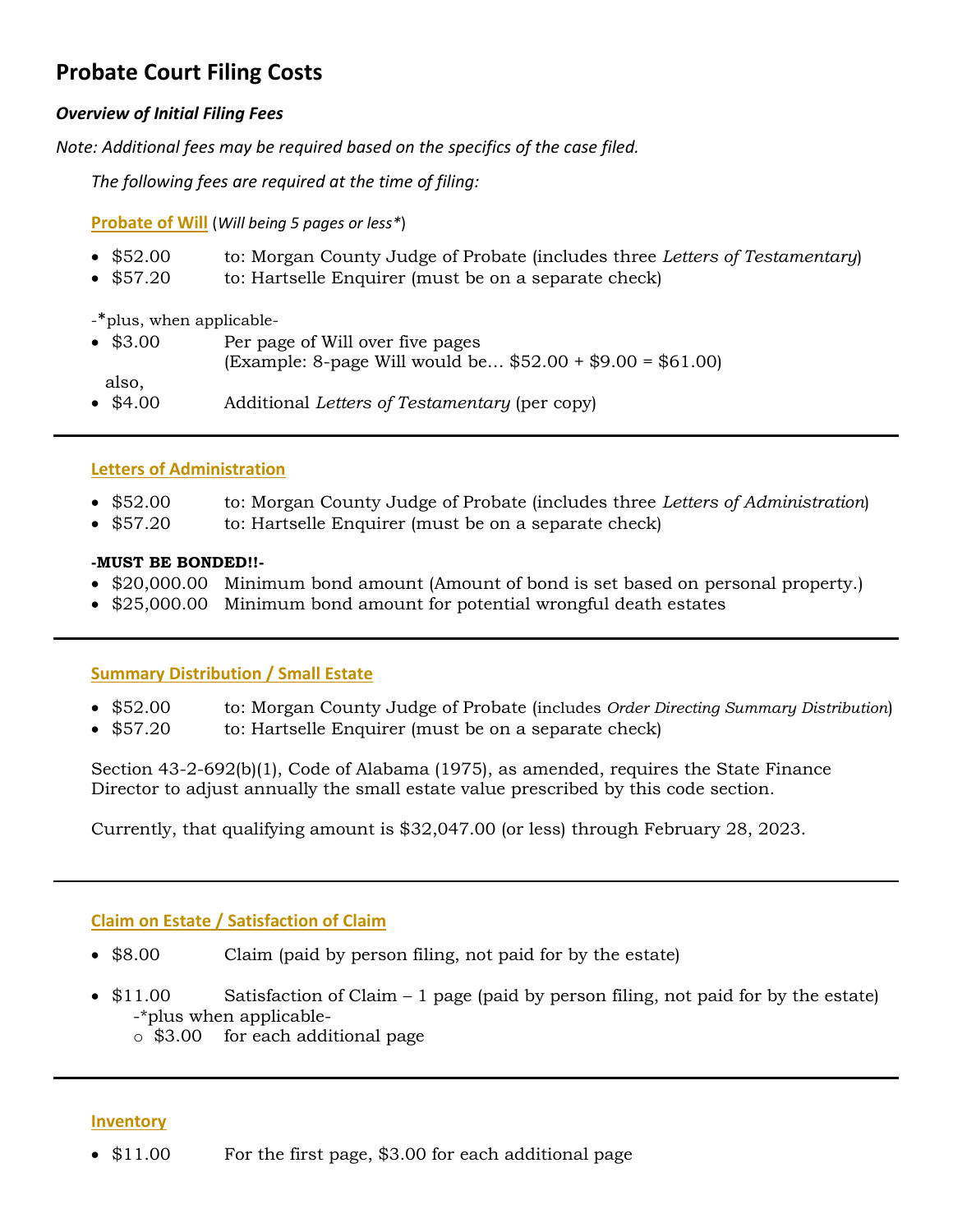# Probate Court Filing Costs

***Overview of Initial Filing Fees***

*Note: Additional fees may be required based on the specifics of the case filed.*

*The following fees are required at the time of filing:*

## Probate of Will (*Will being 5 pages or less**)

- $52.00 to: Morgan County Judge of Probate (includes three *Letters of Testamentary*)
- $57.20 to: Hartselle Enquirer (must be on a separate check)

-*plus, when applicable-

- $3.00 Per page of Will over five pages
  (Example: 8-page Will would be… $52.00 + $9.00 = $61.00)

also,

- $4.00 Additional *Letters of Testamentary* (per copy)

---

## Letters of Administration

- $52.00 to: Morgan County Judge of Probate (includes three *Letters of Administration*)
- $57.20 to: Hartselle Enquirer (must be on a separate check)

**-MUST BE BONDED!!-**

- $20,000.00 Minimum bond amount (Amount of bond is set based on personal property.)
- $25,000.00 Minimum bond amount for potential wrongful death estates

---

## Summary Distribution / Small Estate

- $52.00 to: Morgan County Judge of Probate (includes *Order Directing Summary Distribution*)
- $57.20 to: Hartselle Enquirer (must be on a separate check)

Section 43-2-692(b)(1), Code of Alabama (1975), as amended, requires the State Finance Director to adjust annually the small estate value prescribed by this code section.

Currently, that qualifying amount is $32,047.00 (or less) through February 28, 2023.

---

## Claim on Estate / Satisfaction of Claim

- $8.00 Claim (paid by person filing, not paid for by the estate)
- $11.00 Satisfaction of Claim – 1 page (paid by person filing, not paid for by the estate)
  -*plus when applicable-
  - $3.00 for each additional page

---

## Inventory

- $11.00 For the first page, $3.00 for each additional page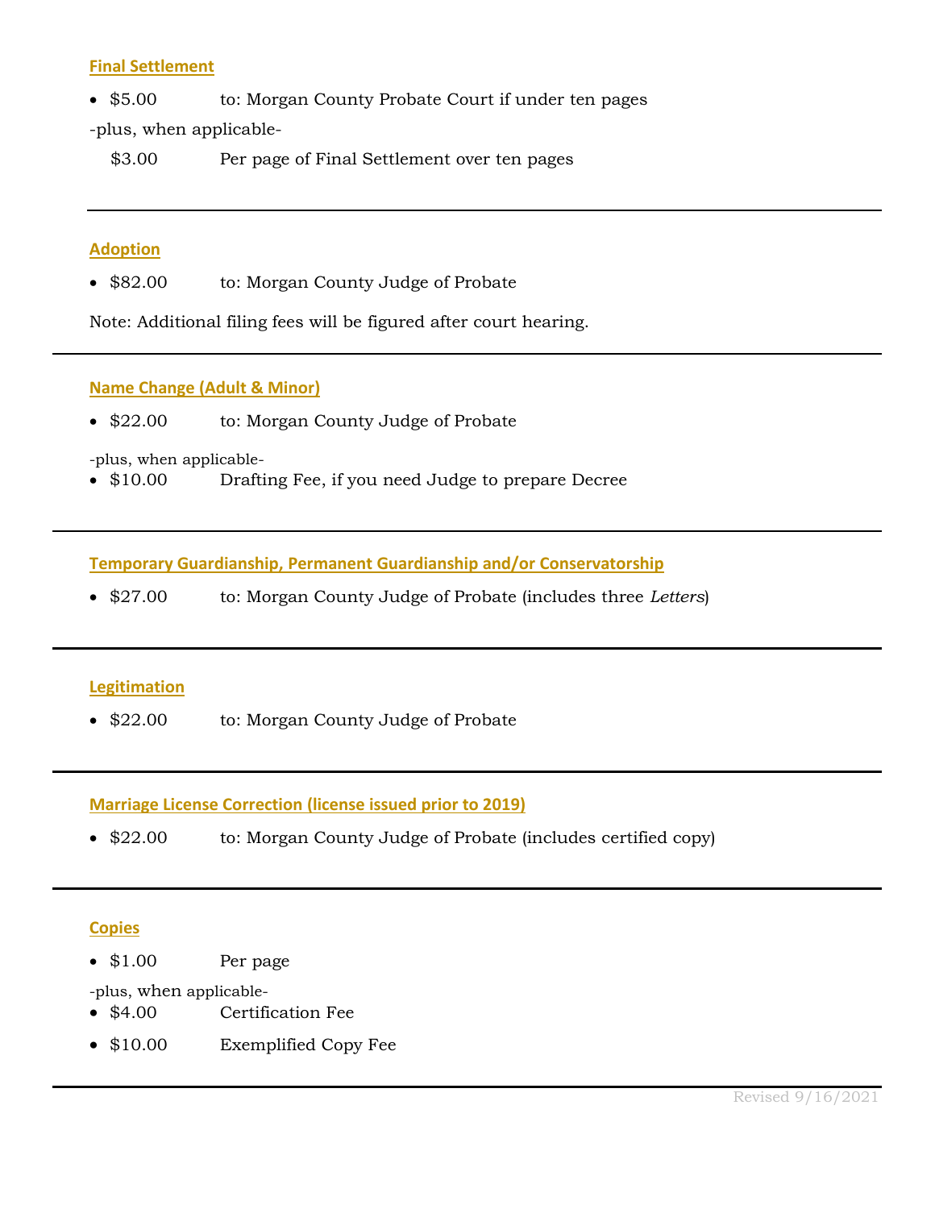### Final Settlement

- $5.00 to: Morgan County Probate Court if under ten pages

-plus, when applicable-

$3.00 Per page of Final Settlement over ten pages

---

### Adoption

- $82.00 to: Morgan County Judge of Probate

Note: Additional filing fees will be figured after court hearing.

---

### Name Change (Adult & Minor)

- $22.00 to: Morgan County Judge of Probate

-plus, when applicable-

- $10.00 Drafting Fee, if you need Judge to prepare Decree

---

### Temporary Guardianship, Permanent Guardianship and/or Conservatorship

- $27.00 to: Morgan County Judge of Probate (includes three *Letters*)

---

### Legitimation

- $22.00 to: Morgan County Judge of Probate

---

### Marriage License Correction (license issued prior to 2019)

- $22.00 to: Morgan County Judge of Probate (includes certified copy)

---

### Copies

- $1.00 Per page

-plus, when applicable-

- $4.00 Certification Fee
- $10.00 Exemplified Copy Fee

---

Revised 9/16/2021